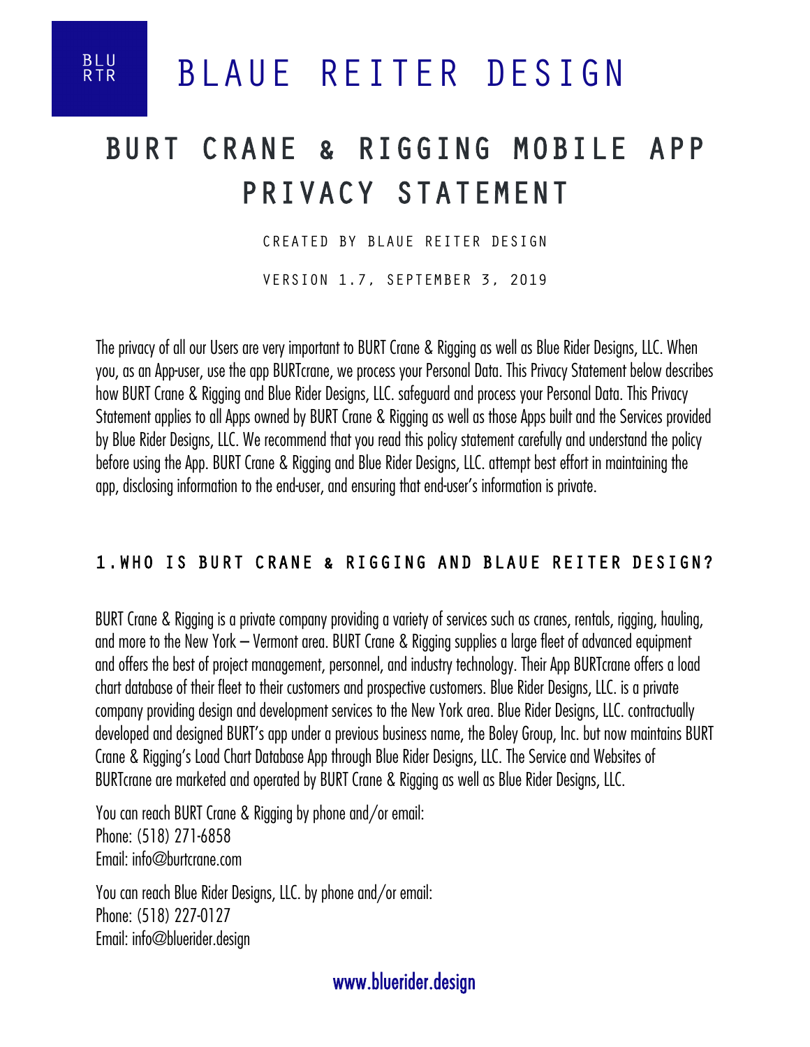# BLAUE REITER DESIGN

# BURT CRANE & RIGGING MOBILE APP PRIVACY STATEMENT

CREATED BY BLAUE REITER DESIGN

VERSION 1.7, SEPTEMBER 3, 2019

The privacy of all our Users are very important to BURT Crane & Rigging as well as Blue Rider Designs, LLC. When you, as an App-user, use the app BURTcrane, we process your Personal Data. This Privacy Statement below describes how BURT Crane & Rigging and Blue Rider Designs, LLC. safeguard and process your Personal Data. This Privacy Statement applies to all Apps owned by BURT Crane & Rigging as well as those Apps built and the Services provided by Blue Rider Designs, LLC. We recommend that you read this policy statement carefully and understand the policy before using the App. BURT Crane & Rigging and Blue Rider Designs, LLC. attempt best effort in maintaining the app, disclosing information to the end-user, and ensuring that end-user's information is private.

## 1. WHO IS BURT CRANE & RIGGING AND BLAUE REITER DESIGN?

BURT Crane & Rigging is a private company providing a variety of services such as cranes, rentals, rigging, hauling, and more to the New York – Vermont area. BURT Crane & Rigging supplies a large fleet of advanced equipment and offers the best of project management, personnel, and industry technology. Their App BURTcrane offers a load chart database of their fleet to their customers and prospective customers. Blue Rider Designs, LLC. is a private company providing design and development services to the New York area. Blue Rider Designs, LLC. contractually developed and designed BURT's app under a previous business name, the Boley Group, Inc. but now maintains BURT Crane & Rigging's Load Chart Database App through Blue Rider Designs, LLC. The Service and Websites of BURTcrane are marketed and operated by BURT Crane & Rigging as well as Blue Rider Designs, LLC.

You can reach BURT Crane & Rigging by phone and/or email:
Phone: (518) 271-6858
Email: info@burtcrane.com

You can reach Blue Rider Designs, LLC. by phone and/or email:
Phone: (518) 227-0127
Email: info@bluerider.design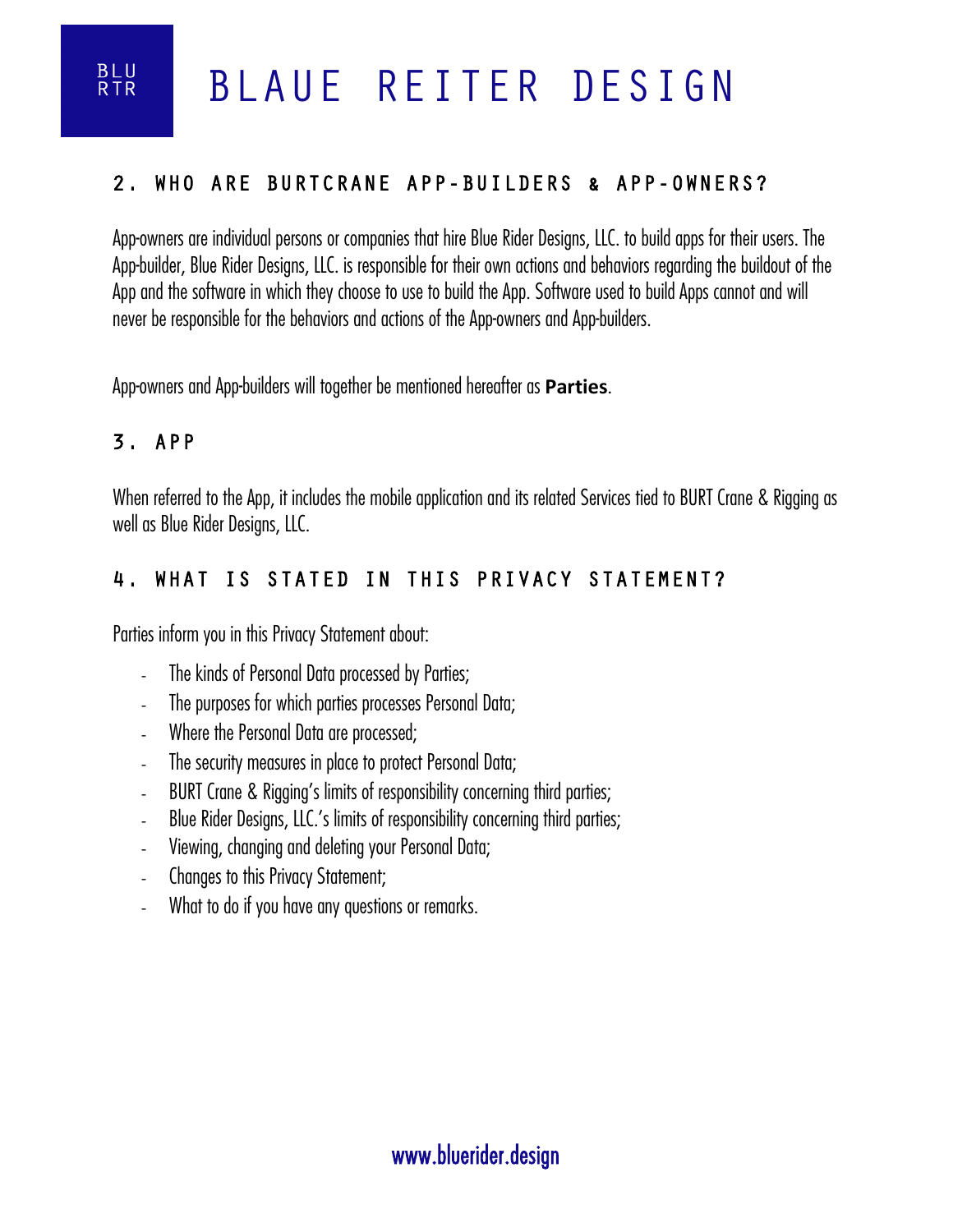## 2. WHO ARE BURTCRANE APP-BUILDERS & APP-OWNERS?

App-owners are individual persons or companies that hire Blue Rider Designs, LLC. to build apps for their users. The App-builder, Blue Rider Designs, LLC. is responsible for their own actions and behaviors regarding the buildout of the App and the software in which they choose to use to build the App. Software used to build Apps cannot and will never be responsible for the behaviors and actions of the App-owners and App-builders.

App-owners and App-builders will together be mentioned hereafter as **Parties**.

## 3. APP

When referred to the App, it includes the mobile application and its related Services tied to BURT Crane & Rigging as well as Blue Rider Designs, LLC.

## 4. WHAT IS STATED IN THIS PRIVACY STATEMENT?

Parties inform you in this Privacy Statement about:

- The kinds of Personal Data processed by Parties;
- The purposes for which parties processes Personal Data;
- Where the Personal Data are processed;
- The security measures in place to protect Personal Data;
- BURT Crane & Rigging's limits of responsibility concerning third parties;
- Blue Rider Designs, LLC.'s limits of responsibility concerning third parties;
- Viewing, changing and deleting your Personal Data;
- Changes to this Privacy Statement;
- What to do if you have any questions or remarks.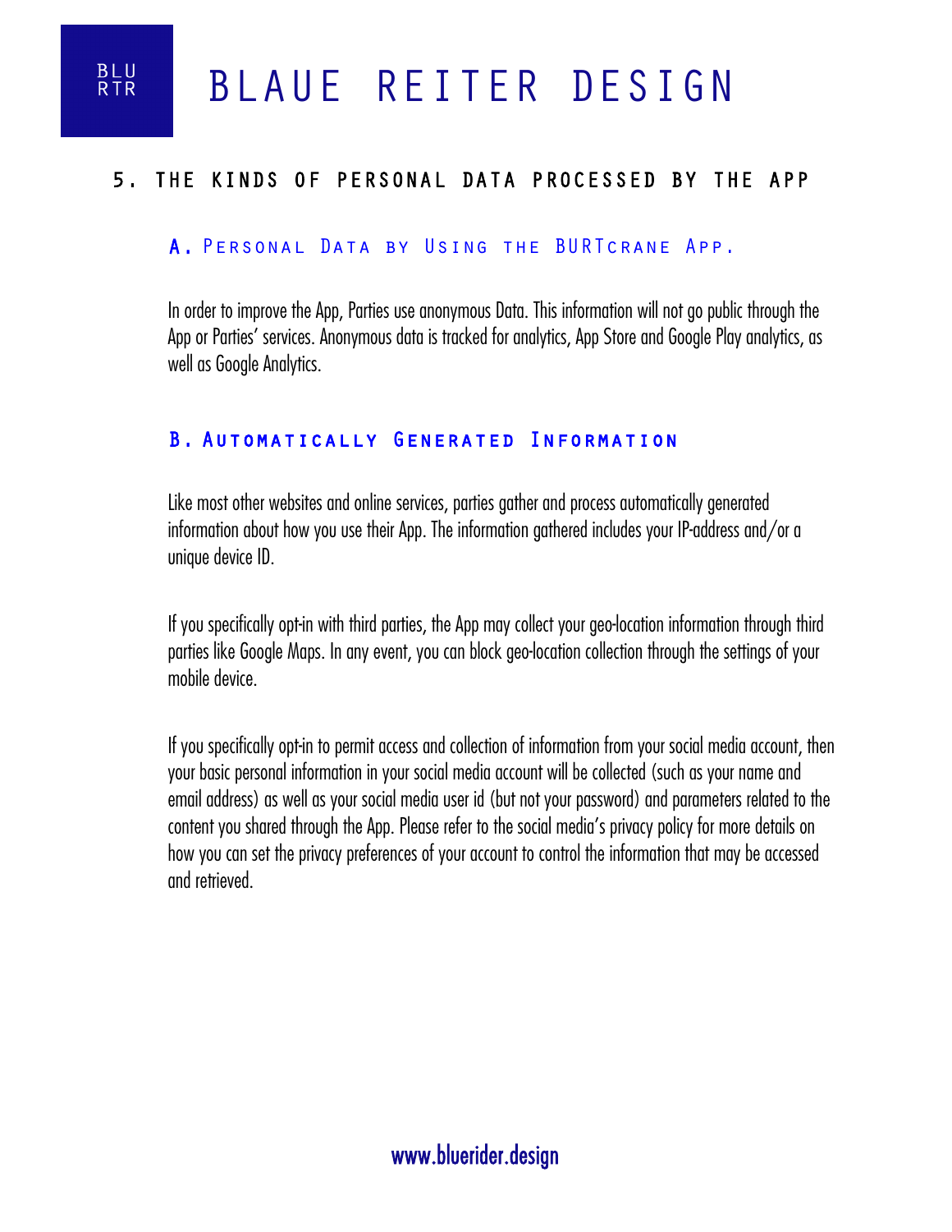## 5. THE KINDS OF PERSONAL DATA PROCESSED BY THE APP

### A. Personal Data by Using the BURTcrane App.

In order to improve the App, Parties use anonymous Data. This information will not go public through the App or Parties' services. Anonymous data is tracked for analytics, App Store and Google Play analytics, as well as Google Analytics.

### B. Automatically Generated Information

Like most other websites and online services, parties gather and process automatically generated information about how you use their App. The information gathered includes your IP-address and/or a unique device ID.

If you specifically opt-in with third parties, the App may collect your geo-location information through third parties like Google Maps. In any event, you can block geo-location collection through the settings of your mobile device.

If you specifically opt-in to permit access and collection of information from your social media account, then your basic personal information in your social media account will be collected (such as your name and email address) as well as your social media user id (but not your password) and parameters related to the content you shared through the App. Please refer to the social media's privacy policy for more details on how you can set the privacy preferences of your account to control the information that may be accessed and retrieved.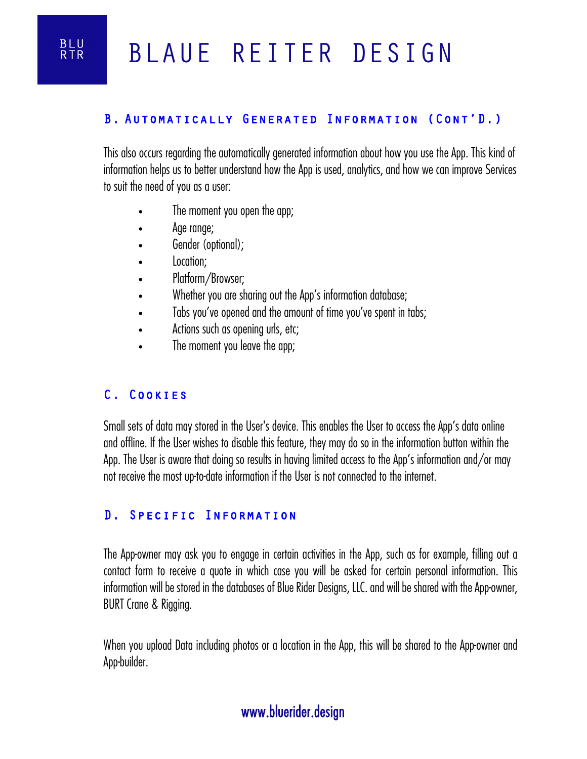### B. Automatically Generated Information (Cont'd.)

This also occurs regarding the automatically generated information about how you use the App. This kind of information helps us to better understand how the App is used, analytics, and how we can improve Services to suit the need of you as a user:

- The moment you open the app;
- Age range;
- Gender (optional);
- Location;
- Platform/Browser;
- Whether you are sharing out the App's information database;
- Tabs you've opened and the amount of time you've spent in tabs;
- Actions such as opening urls, etc;
- The moment you leave the app;

### C. Cookies

Small sets of data may stored in the User's device. This enables the User to access the App's data online and offline. If the User wishes to disable this feature, they may do so in the information button within the App. The User is aware that doing so results in having limited access to the App's information and/or may not receive the most up-to-date information if the User is not connected to the internet.

### D. Specific Information

The App-owner may ask you to engage in certain activities in the App, such as for example, filling out a contact form to receive a quote in which case you will be asked for certain personal information. This information will be stored in the databases of Blue Rider Designs, LLC. and will be shared with the App-owner, BURT Crane & Rigging.

When you upload Data including photos or a location in the App, this will be shared to the App-owner and App-builder.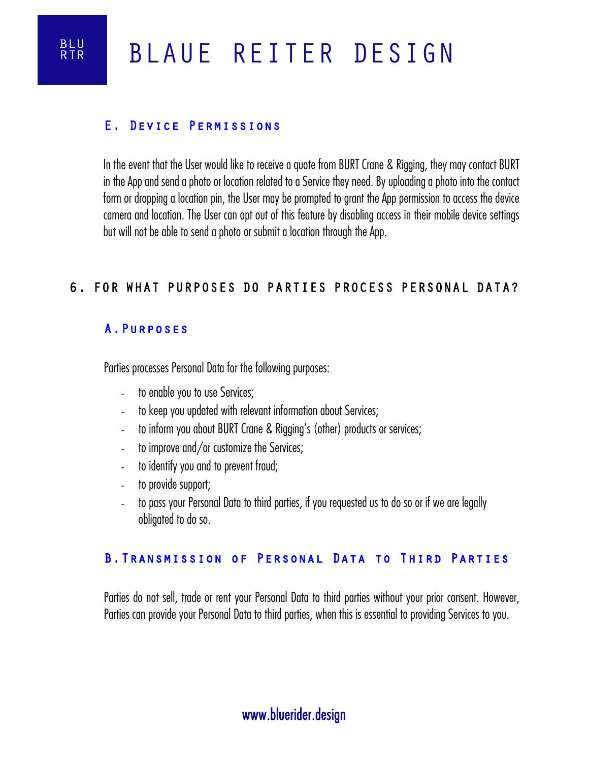### E. Device Permissions

In the event that the User would like to receive a quote from BURT Crane & Rigging, they may contact BURT in the App and send a photo or location related to a Service they need. By uploading a photo into the contact form or dropping a location pin, the User may be prompted to grant the App permission to access the device camera and location. The User can opt out of this feature by disabling access in their mobile device settings but will not be able to send a photo or submit a location through the App.

## 6. FOR WHAT PURPOSES DO PARTIES PROCESS PERSONAL DATA?

### A. Purposes

Parties processes Personal Data for the following purposes:

- to enable you to use Services;
- to keep you updated with relevant information about Services;
- to inform you about BURT Crane & Rigging's (other) products or services;
- to improve and/or customize the Services;
- to identify you and to prevent fraud;
- to provide support;
- to pass your Personal Data to third parties, if you requested us to do so or if we are legally obligated to do so.

### B. Transmission of Personal Data to Third Parties

Parties do not sell, trade or rent your Personal Data to third parties without your prior consent. However, Parties can provide your Personal Data to third parties, when this is essential to providing Services to you.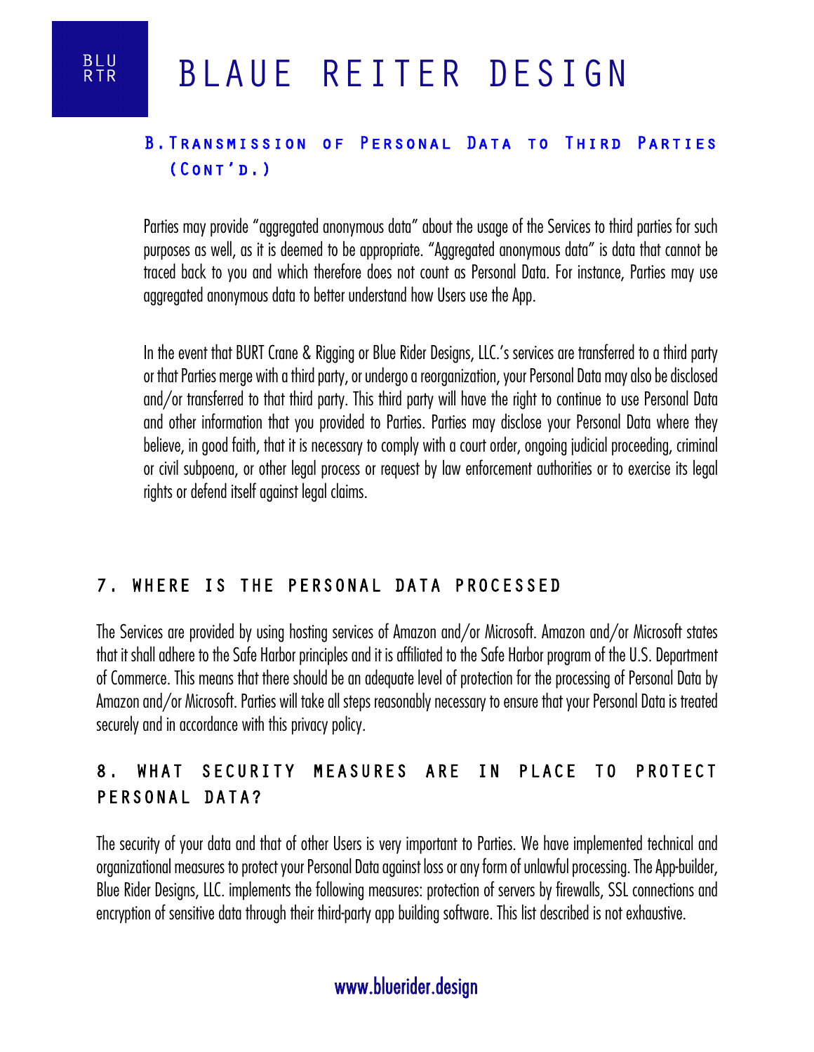### B. Transmission of Personal Data to Third Parties (Cont'd.)

Parties may provide "aggregated anonymous data" about the usage of the Services to third parties for such purposes as well, as it is deemed to be appropriate. "Aggregated anonymous data" is data that cannot be traced back to you and which therefore does not count as Personal Data. For instance, Parties may use aggregated anonymous data to better understand how Users use the App.

In the event that BURT Crane & Rigging or Blue Rider Designs, LLC.'s services are transferred to a third party or that Parties merge with a third party, or undergo a reorganization, your Personal Data may also be disclosed and/or transferred to that third party. This third party will have the right to continue to use Personal Data and other information that you provided to Parties. Parties may disclose your Personal Data where they believe, in good faith, that it is necessary to comply with a court order, ongoing judicial proceeding, criminal or civil subpoena, or other legal process or request by law enforcement authorities or to exercise its legal rights or defend itself against legal claims.

## 7. WHERE IS THE PERSONAL DATA PROCESSED

The Services are provided by using hosting services of Amazon and/or Microsoft. Amazon and/or Microsoft states that it shall adhere to the Safe Harbor principles and it is affiliated to the Safe Harbor program of the U.S. Department of Commerce. This means that there should be an adequate level of protection for the processing of Personal Data by Amazon and/or Microsoft. Parties will take all steps reasonably necessary to ensure that your Personal Data is treated securely and in accordance with this privacy policy.

## 8. WHAT SECURITY MEASURES ARE IN PLACE TO PROTECT PERSONAL DATA?

The security of your data and that of other Users is very important to Parties. We have implemented technical and organizational measures to protect your Personal Data against loss or any form of unlawful processing. The App-builder, Blue Rider Designs, LLC. implements the following measures: protection of servers by firewalls, SSL connections and encryption of sensitive data through their third-party app building software. This list described is not exhaustive.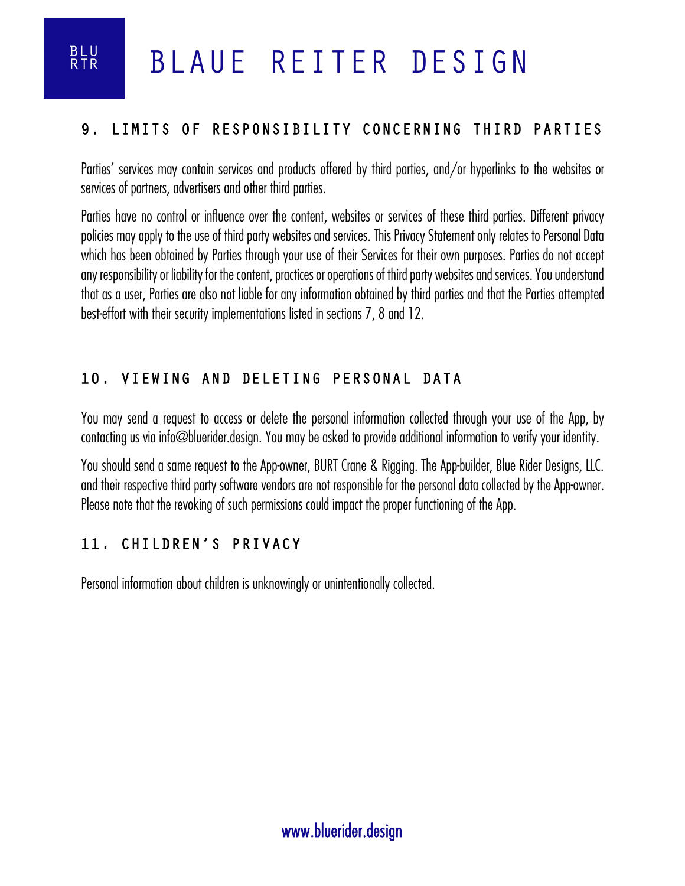## 9. LIMITS OF RESPONSIBILITY CONCERNING THIRD PARTIES

Parties' services may contain services and products offered by third parties, and/or hyperlinks to the websites or services of partners, advertisers and other third parties.

Parties have no control or influence over the content, websites or services of these third parties. Different privacy policies may apply to the use of third party websites and services. This Privacy Statement only relates to Personal Data which has been obtained by Parties through your use of their Services for their own purposes. Parties do not accept any responsibility or liability for the content, practices or operations of third party websites and services. You understand that as a user, Parties are also not liable for any information obtained by third parties and that the Parties attempted best-effort with their security implementations listed in sections 7, 8 and 12.

## 10. VIEWING AND DELETING PERSONAL DATA

You may send a request to access or delete the personal information collected through your use of the App, by contacting us via info@bluerider.design. You may be asked to provide additional information to verify your identity.

You should send a same request to the App-owner, BURT Crane & Rigging. The App-builder, Blue Rider Designs, LLC. and their respective third party software vendors are not responsible for the personal data collected by the App-owner. Please note that the revoking of such permissions could impact the proper functioning of the App.

## 11. CHILDREN'S PRIVACY

Personal information about children is unknowingly or unintentionally collected.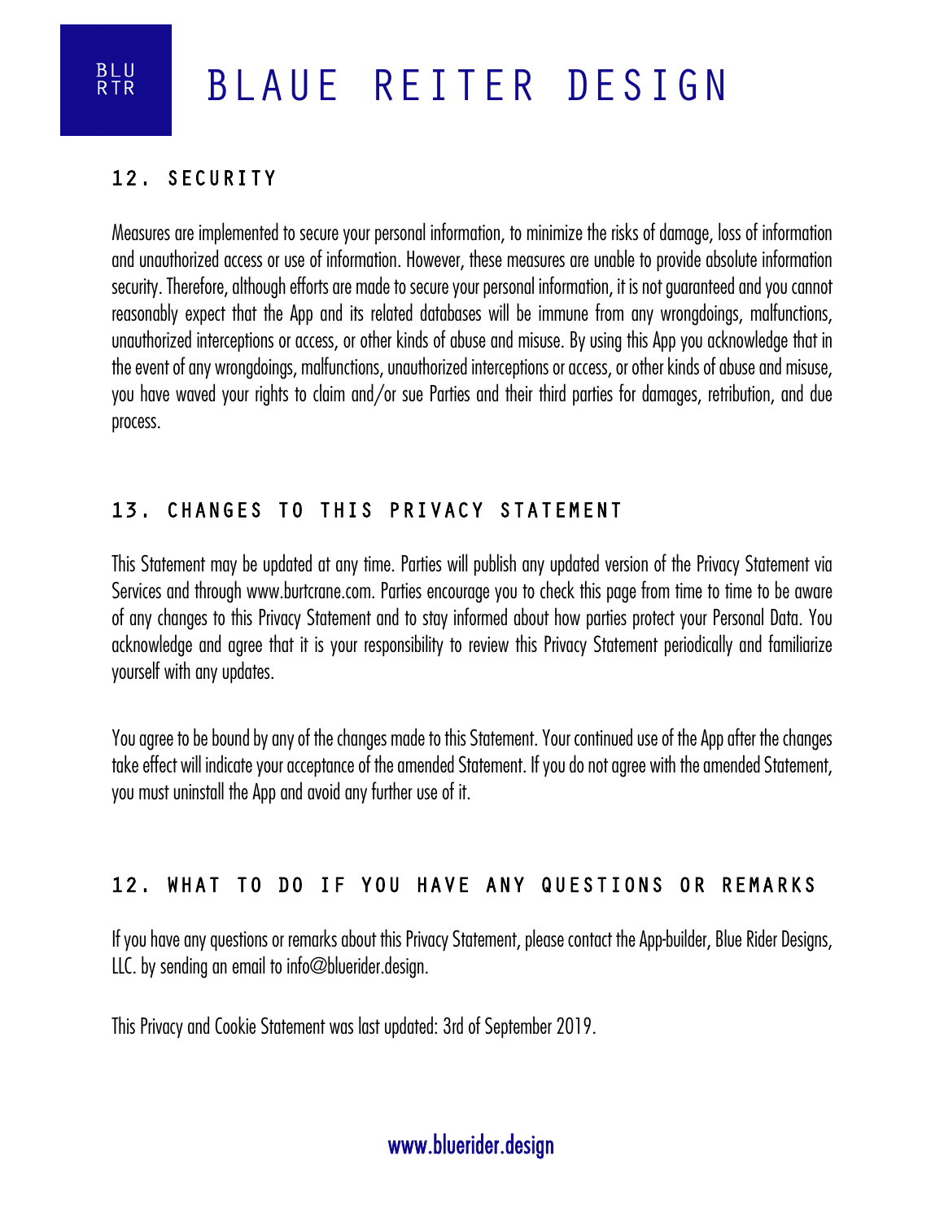## 12. SECURITY

Measures are implemented to secure your personal information, to minimize the risks of damage, loss of information and unauthorized access or use of information. However, these measures are unable to provide absolute information security. Therefore, although efforts are made to secure your personal information, it is not guaranteed and you cannot reasonably expect that the App and its related databases will be immune from any wrongdoings, malfunctions, unauthorized interceptions or access, or other kinds of abuse and misuse. By using this App you acknowledge that in the event of any wrongdoings, malfunctions, unauthorized interceptions or access, or other kinds of abuse and misuse, you have waved your rights to claim and/or sue Parties and their third parties for damages, retribution, and due process.

## 13. CHANGES TO THIS PRIVACY STATEMENT

This Statement may be updated at any time. Parties will publish any updated version of the Privacy Statement via Services and through www.burtcrane.com. Parties encourage you to check this page from time to time to be aware of any changes to this Privacy Statement and to stay informed about how parties protect your Personal Data. You acknowledge and agree that it is your responsibility to review this Privacy Statement periodically and familiarize yourself with any updates.

You agree to be bound by any of the changes made to this Statement. Your continued use of the App after the changes take effect will indicate your acceptance of the amended Statement. If you do not agree with the amended Statement, you must uninstall the App and avoid any further use of it.

## 12. WHAT TO DO IF YOU HAVE ANY QUESTIONS OR REMARKS

If you have any questions or remarks about this Privacy Statement, please contact the App-builder, Blue Rider Designs, LLC. by sending an email to info@bluerider.design.

This Privacy and Cookie Statement was last updated: 3rd of September 2019.